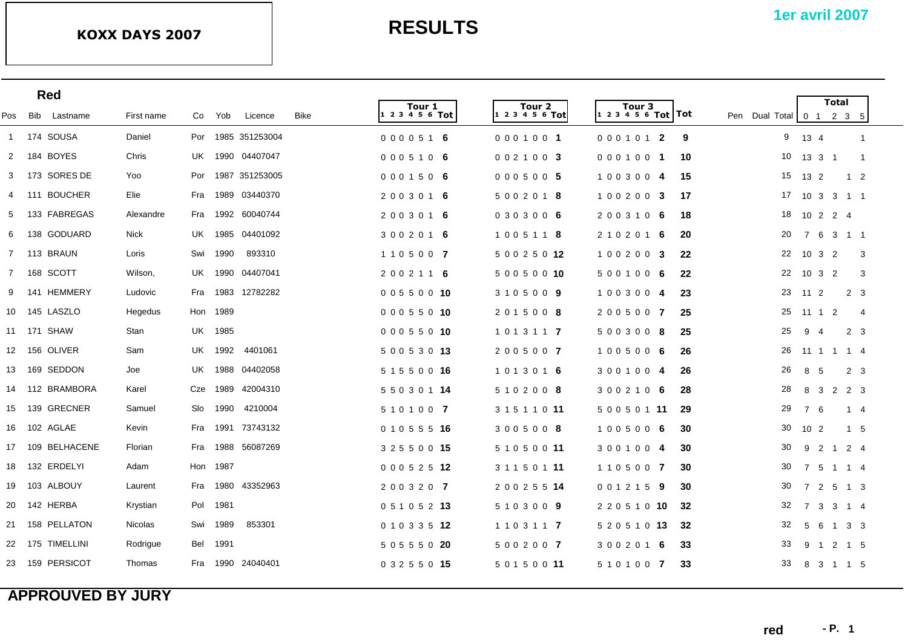# KOXX DAYS 2007

# RESULTS

**1er avril 2007**

## Red

| Pos | Bib | Lastname | First name | Co | Yob | Licence | Bike | Tour 1 (1 2 3 4 5 6) | Tour 1 Tot | Tour 2 (1 2 3 4 5 6) | Tour 2 Tot | Tour 3 (1 2 3 4 5 6) | Tour 3 Tot | Tot | Pen | Dual | Total | Total 0 | Total 1 | Total 2 | Total 3 | Total 5 |
|---|---|---|---|---|---|---|---|---|---|---|---|---|---|---|---|---|---|---|---|---|---|---|
| 1 | 174 | SOUSA | Daniel | Por | 1985 | 351253004 | | 0 0 0 0 5 1 | **6** | 0 0 0 1 0 0 | **1** | 0 0 0 1 0 1 | **2** | **9** | | | 9 | 13 | 4 | | | 1 |
| 2 | 184 | BOYES | Chris | UK | 1990 | 04407047 | | 0 0 0 5 1 0 | **6** | 0 0 2 1 0 0 | **3** | 0 0 0 1 0 0 | **1** | **10** | | | 10 | 13 | 3 | 1 | | 1 |
| 3 | 173 | SORES DE | Yoo | Por | 1987 | 351253005 | | 0 0 0 1 5 0 | **6** | 0 0 0 5 0 0 | **5** | 1 0 0 3 0 0 | **4** | **15** | | | 15 | 13 | 2 | | 1 | 2 |
| 4 | 111 | BOUCHER | Elie | Fra | 1989 | 03440370 | | 2 0 0 3 0 1 | **6** | 5 0 0 2 0 1 | **8** | 1 0 0 2 0 0 | **3** | **17** | | | 17 | 10 | 3 | 3 | 1 | 1 |
| 5 | 133 | FABREGAS | Alexandre | Fra | 1992 | 60040744 | | 2 0 0 3 0 1 | **6** | 0 3 0 3 0 0 | **6** | 2 0 0 3 1 0 | **6** | **18** | | | 18 | 10 | 2 | 2 | 4 | |
| 6 | 138 | GODUARD | Nick | UK | 1985 | 04401092 | | 3 0 0 2 0 1 | **6** | 1 0 0 5 1 1 | **8** | 2 1 0 2 0 1 | **6** | **20** | | | 20 | 7 | 6 | 3 | 1 | 1 |
| 7 | 113 | BRAUN | Loris | Swi | 1990 | 893310 | | 1 1 0 5 0 0 | **7** | 5 0 0 2 5 0 | **12** | 1 0 0 2 0 0 | **3** | **22** | | | 22 | 10 | 3 | 2 | | 3 |
| 7 | 168 | SCOTT | Wilson, | UK | 1990 | 04407041 | | 2 0 0 2 1 1 | **6** | 5 0 0 5 0 0 | **10** | 5 0 0 1 0 0 | **6** | **22** | | | 22 | 10 | 3 | 2 | | 3 |
| 9 | 141 | HEMMERY | Ludovic | Fra | 1983 | 12782282 | | 0 0 5 5 0 0 | **10** | 3 1 0 5 0 0 | **9** | 1 0 0 3 0 0 | **4** | **23** | | | 23 | 11 | 2 | | 2 | 3 |
| 10 | 145 | LASZLO | Hegedus | Hon | 1989 | | | 0 0 0 5 5 0 | **10** | 2 0 1 5 0 0 | **8** | 2 0 0 5 0 0 | **7** | **25** | | | 25 | 11 | 1 | 2 | | 4 |
| 11 | 171 | SHAW | Stan | UK | 1985 | | | 0 0 0 5 5 0 | **10** | 1 0 1 3 1 1 | **7** | 5 0 0 3 0 0 | **8** | **25** | | | 25 | 9 | 4 | | 2 | 3 |
| 12 | 156 | OLIVER | Sam | UK | 1992 | 4401061 | | 5 0 0 5 3 0 | **13** | 2 0 0 5 0 0 | **7** | 1 0 0 5 0 0 | **6** | **26** | | | 26 | 11 | 1 | 1 | 1 | 4 |
| 13 | 169 | SEDDON | Joe | UK | 1988 | 04402058 | | 5 1 5 5 0 0 | **16** | 1 0 1 3 0 1 | **6** | 3 0 0 1 0 0 | **4** | **26** | | | 26 | 8 | 5 | | 2 | 3 |
| 14 | 112 | BRAMBORA | Karel | Cze | 1989 | 42004310 | | 5 5 0 3 0 1 | **14** | 5 1 0 2 0 0 | **8** | 3 0 0 2 1 0 | **6** | **28** | | | 28 | 8 | 3 | 2 | 2 | 3 |
| 15 | 139 | GRECNER | Samuel | Slo | 1990 | 4210004 | | 5 1 0 1 0 0 | **7** | 3 1 5 1 1 0 | **11** | 5 0 0 5 0 1 | **11** | **29** | | | 29 | 7 | 6 | | 1 | 4 |
| 16 | 102 | AGLAE | Kevin | Fra | 1991 | 73743132 | | 0 1 0 5 5 5 | **16** | 3 0 0 5 0 0 | **8** | 1 0 0 5 0 0 | **6** | **30** | | | 30 | 10 | 2 | | 1 | 5 |
| 17 | 109 | BELHACENE | Florian | Fra | 1988 | 56087269 | | 3 2 5 5 0 0 | **15** | 5 1 0 5 0 0 | **11** | 3 0 0 1 0 0 | **4** | **30** | | | 30 | 9 | 2 | 1 | 2 | 4 |
| 18 | 132 | ERDELYI | Adam | Hon | 1987 | | | 0 0 0 5 2 5 | **12** | 3 1 1 5 0 1 | **11** | 1 1 0 5 0 0 | **7** | **30** | | | 30 | 7 | 5 | 1 | 1 | 4 |
| 19 | 103 | ALBOUY | Laurent | Fra | 1980 | 43352963 | | 2 0 0 3 2 0 | **7** | 2 0 0 2 5 5 | **14** | 0 0 1 2 1 5 | **9** | **30** | | | 30 | 7 | 2 | 5 | 1 | 3 |
| 20 | 142 | HERBA | Krystian | Pol | 1981 | | | 0 5 1 0 5 2 | **13** | 5 1 0 3 0 0 | **9** | 2 2 0 5 1 0 | **10** | **32** | | | 32 | 7 | 3 | 3 | 1 | 4 |
| 21 | 158 | PELLATON | Nicolas | Swi | 1989 | 853301 | | 0 1 0 3 3 5 | **12** | 1 1 0 3 1 1 | **7** | 5 2 0 5 1 0 | **13** | **32** | | | 32 | 5 | 6 | 1 | 3 | 3 |
| 22 | 175 | TIMELLINI | Rodrigue | Bel | 1991 | | | 5 0 5 5 5 0 | **20** | 5 0 0 2 0 0 | **7** | 3 0 0 2 0 1 | **6** | **33** | | | 33 | 9 | 1 | 2 | 1 | 5 |
| 23 | 159 | PERSICOT | Thomas | Fra | 1990 | 24040401 | | 0 3 2 5 5 0 | **15** | 5 0 1 5 0 0 | **11** | 5 1 0 1 0 0 | **7** | **33** | | | 33 | 8 | 3 | 1 | 1 | 5 |

**APPROUVED BY JURY**

red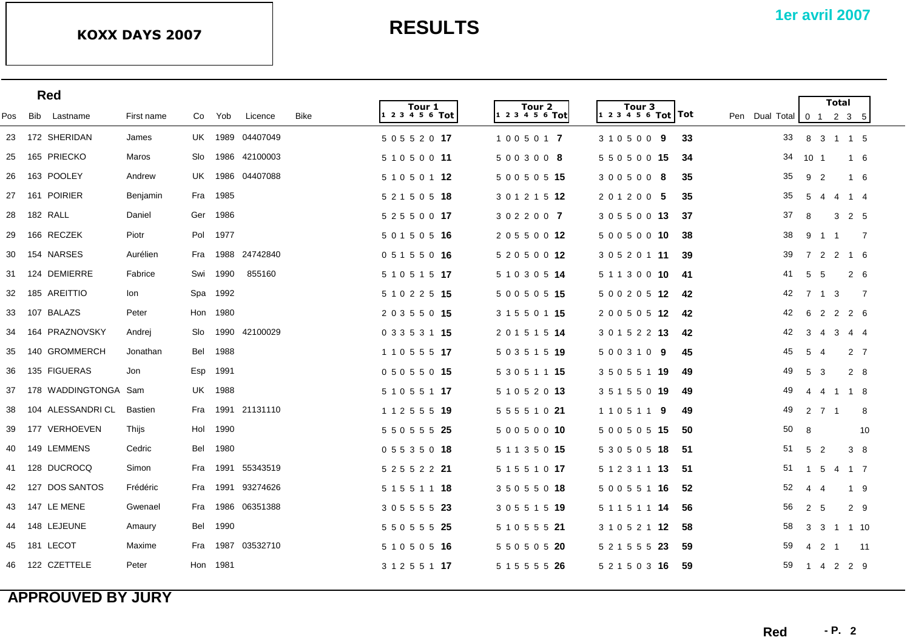**KOXX DAYS 2007**

# RESULTS

**1er avril 2007**

## Red

| Pos | Bib | Lastname | First name | Co | Yob | Licence | Bike | Tour 1 | | | | | | | Tour 2 | | | | | | | Tour 3 | | | | | | | Tot | Pen | Dual | Total | Total | | | | |
|---|---|---|---|---|---|---|---|---|---|---|---|---|---|---|---|---|---|---|---|---|---|---|---|---|---|---|---|---|---|---|---|---|---|---|---|---|---|
| | | | | | | | | 1 | 2 | 3 | 4 | 5 | 6 | Tot | 1 | 2 | 3 | 4 | 5 | 6 | Tot | 1 | 2 | 3 | 4 | 5 | 6 | Tot | | | | | 0 | 1 | 2 | 3 | 5 |
| 23 | 172 | SHERIDAN | James | UK | 1989 | 04407049 | | 5 | 0 | 5 | 5 | 2 | 0 | **17** | 1 | 0 | 0 | 5 | 0 | 1 | **7** | 3 | 1 | 0 | 5 | 0 | 0 | **9** | **33** | | | 33 | 8 | 3 | 1 | 1 | 5 |
| 25 | 165 | PRIECKO | Maros | Slo | 1986 | 42100003 | | 5 | 1 | 0 | 5 | 0 | 0 | **11** | 5 | 0 | 0 | 3 | 0 | 0 | **8** | 5 | 5 | 0 | 5 | 0 | 0 | **15** | **34** | | | 34 | 10 | 1 | | 1 | 6 |
| 26 | 163 | POOLEY | Andrew | UK | 1986 | 04407088 | | 5 | 1 | 0 | 5 | 0 | 1 | **12** | 5 | 0 | 0 | 5 | 0 | 5 | **15** | 3 | 0 | 0 | 5 | 0 | 0 | **8** | **35** | | | 35 | 9 | 2 | | 1 | 6 |
| 27 | 161 | POIRIER | Benjamin | Fra | 1985 | | | 5 | 2 | 1 | 5 | 0 | 5 | **18** | 3 | 0 | 1 | 2 | 1 | 5 | **12** | 2 | 0 | 1 | 2 | 0 | 0 | **5** | **35** | | | 35 | 5 | 4 | 4 | 1 | 4 |
| 28 | 182 | RALL | Daniel | Ger | 1986 | | | 5 | 2 | 5 | 5 | 0 | 0 | **17** | 3 | 0 | 2 | 2 | 0 | 0 | **7** | 3 | 0 | 5 | 5 | 0 | 0 | **13** | **37** | | | 37 | 8 | | 3 | 2 | 5 |
| 29 | 166 | RECZEK | Piotr | Pol | 1977 | | | 5 | 0 | 1 | 5 | 0 | 5 | **16** | 2 | 0 | 5 | 5 | 0 | 0 | **12** | 5 | 0 | 0 | 5 | 0 | 0 | **10** | **38** | | | 38 | 9 | 1 | 1 | | 7 |
| 30 | 154 | NARSES | Aurélien | Fra | 1988 | 24742840 | | 0 | 5 | 1 | 5 | 5 | 0 | **16** | 5 | 2 | 0 | 5 | 0 | 0 | **12** | 3 | 0 | 5 | 2 | 0 | 1 | **11** | **39** | | | 39 | 7 | 2 | 2 | 1 | 6 |
| 31 | 124 | DEMIERRE | Fabrice | Swi | 1990 | 855160 | | 5 | 1 | 0 | 5 | 1 | 5 | **17** | 5 | 1 | 0 | 3 | 0 | 5 | **14** | 5 | 1 | 1 | 3 | 0 | 0 | **10** | **41** | | | 41 | 5 | 5 | | 2 | 6 |
| 32 | 185 | AREITTIO | Ion | Spa | 1992 | | | 5 | 1 | 0 | 2 | 2 | 5 | **15** | 5 | 0 | 0 | 5 | 0 | 5 | **15** | 5 | 0 | 0 | 2 | 0 | 5 | **12** | **42** | | | 42 | 7 | 1 | 3 | | 7 |
| 33 | 107 | BALAZS | Peter | Hon | 1980 | | | 2 | 0 | 3 | 5 | 5 | 0 | **15** | 3 | 1 | 5 | 5 | 0 | 1 | **15** | 2 | 0 | 0 | 5 | 0 | 5 | **12** | **42** | | | 42 | 6 | 2 | 2 | 2 | 6 |
| 34 | 164 | PRAZNOVSKY | Andrej | Slo | 1990 | 42100029 | | 0 | 3 | 3 | 5 | 3 | 1 | **15** | 2 | 0 | 1 | 5 | 1 | 5 | **14** | 3 | 0 | 1 | 5 | 2 | 2 | **13** | **42** | | | 42 | 3 | 4 | 3 | 4 | 4 |
| 35 | 140 | GROMMERCH | Jonathan | Bel | 1988 | | | 1 | 1 | 0 | 5 | 5 | 5 | **17** | 5 | 0 | 3 | 5 | 1 | 5 | **19** | 5 | 0 | 0 | 3 | 1 | 0 | **9** | **45** | | | 45 | 5 | 4 | | 2 | 7 |
| 36 | 135 | FIGUERAS | Jon | Esp | 1991 | | | 0 | 5 | 0 | 5 | 5 | 0 | **15** | 5 | 3 | 0 | 5 | 1 | 1 | **15** | 3 | 5 | 0 | 5 | 5 | 1 | **19** | **49** | | | 49 | 5 | 3 | | 2 | 8 |
| 37 | 178 | WADDINGTONGA | Sam | UK | 1988 | | | 5 | 1 | 0 | 5 | 5 | 1 | **17** | 5 | 1 | 0 | 5 | 2 | 0 | **13** | 3 | 5 | 1 | 5 | 5 | 0 | **19** | **49** | | | 49 | 4 | 4 | 1 | 1 | 8 |
| 38 | 104 | ALESSANDRI CL | Bastien | Fra | 1991 | 21131110 | | 1 | 1 | 2 | 5 | 5 | 5 | **19** | 5 | 5 | 5 | 5 | 1 | 0 | **21** | 1 | 1 | 0 | 5 | 1 | 1 | **9** | **49** | | | 49 | 2 | 7 | 1 | | 8 |
| 39 | 177 | VERHOEVEN | Thijs | Hol | 1990 | | | 5 | 5 | 0 | 5 | 5 | 5 | **25** | 5 | 0 | 0 | 5 | 0 | 0 | **10** | 5 | 0 | 0 | 5 | 0 | 5 | **15** | **50** | | | 50 | 8 | | | | 10 |
| 40 | 149 | LEMMENS | Cedric | Bel | 1980 | | | 0 | 5 | 5 | 3 | 5 | 0 | **18** | 5 | 1 | 1 | 3 | 5 | 0 | **15** | 5 | 3 | 0 | 5 | 0 | 5 | **18** | **51** | | | 51 | 5 | 2 | | 3 | 8 |
| 41 | 128 | DUCROCQ | Simon | Fra | 1991 | 55343519 | | 5 | 2 | 5 | 5 | 2 | 2 | **21** | 5 | 1 | 5 | 5 | 1 | 0 | **17** | 5 | 1 | 2 | 3 | 1 | 1 | **13** | **51** | | | 51 | 1 | 5 | 4 | 1 | 7 |
| 42 | 127 | DOS SANTOS | Frédéric | Fra | 1991 | 93274626 | | 5 | 1 | 5 | 5 | 1 | 1 | **18** | 3 | 5 | 0 | 5 | 5 | 0 | **18** | 5 | 0 | 0 | 5 | 5 | 1 | **16** | **52** | | | 52 | 4 | 4 | | 1 | 9 |
| 43 | 147 | LE MENE | Gwenael | Fra | 1986 | 06351388 | | 3 | 0 | 5 | 5 | 5 | 5 | **23** | 3 | 0 | 5 | 5 | 1 | 5 | **19** | 5 | 1 | 1 | 5 | 1 | 1 | **14** | **56** | | | 56 | 2 | 5 | | 2 | 9 |
| 44 | 148 | LEJEUNE | Amaury | Bel | 1990 | | | 5 | 5 | 0 | 5 | 5 | 5 | **25** | 5 | 1 | 0 | 5 | 5 | 5 | **21** | 3 | 1 | 0 | 5 | 2 | 1 | **12** | **58** | | | 58 | 3 | 3 | 1 | 1 | 10 |
| 45 | 181 | LECOT | Maxime | Fra | 1987 | 03532710 | | 5 | 1 | 0 | 5 | 0 | 5 | **16** | 5 | 5 | 0 | 5 | 0 | 5 | **20** | 5 | 2 | 1 | 5 | 5 | 5 | **23** | **59** | | | 59 | 4 | 2 | 1 | | 11 |
| 46 | 122 | CZETTELE | Peter | Hon | 1981 | | | 3 | 1 | 2 | 5 | 5 | 1 | **17** | 5 | 1 | 5 | 5 | 5 | 5 | **26** | 5 | 2 | 1 | 5 | 0 | 3 | **16** | **59** | | | 59 | 1 | 4 | 2 | 2 | 9 |

**APPROUVED BY JURY**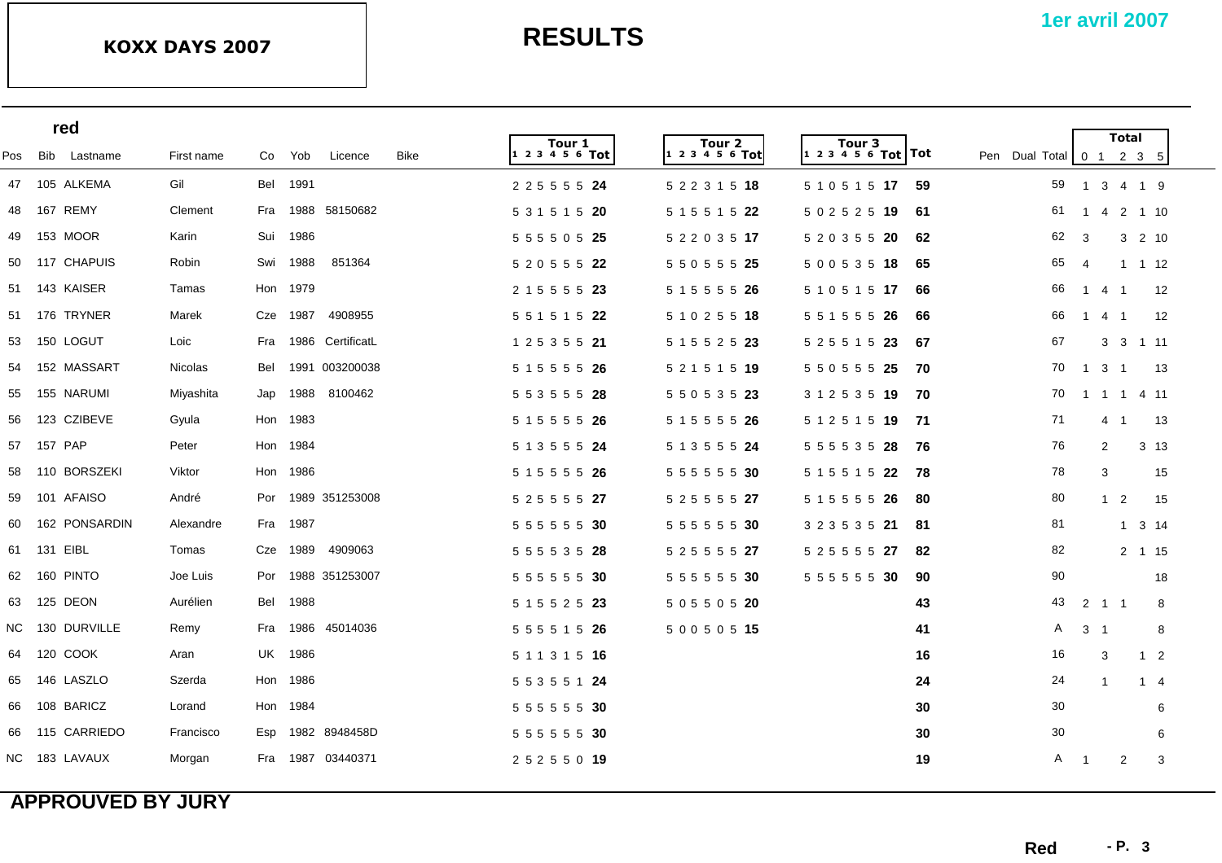# KOXX DAYS 2007

## RESULTS

**1er avril 2007**

### red

| Pos | Bib | Lastname | First name | Co | Yob | Licence | Bike | Tour 1 (1 2 3 4 5 6) | Tour 1 Tot | Tour 2 (1 2 3 4 5 6) | Tour 2 Tot | Tour 3 (1 2 3 4 5 6) | Tour 3 Tot | Tot | Pen | Dual | Total | Total 0 | Total 1 | Total 2 | Total 3 | Total 5 |
|---|---|---|---|---|---|---|---|---|---|---|---|---|---|---|---|---|---|---|---|---|---|---|
| 47 | 105 | ALKEMA | Gil | Bel | 1991 | | | 2 2 5 5 5 5 | **24** | 5 2 2 3 1 5 | **18** | 5 1 0 5 1 5 | **17** | **59** | | | 59 | 1 | 3 | 4 | 1 | 9 |
| 48 | 167 | REMY | Clement | Fra | 1988 | 58150682 | | 5 3 1 5 1 5 | **20** | 5 1 5 5 1 5 | **22** | 5 0 2 5 2 5 | **19** | **61** | | | 61 | 1 | 4 | 2 | 1 | 10 |
| 49 | 153 | MOOR | Karin | Sui | 1986 | | | 5 5 5 5 0 5 | **25** | 5 2 2 0 3 5 | **17** | 5 2 0 3 5 5 | **20** | **62** | | | 62 | 3 | | 3 | 2 | 10 |
| 50 | 117 | CHAPUIS | Robin | Swi | 1988 | 851364 | | 5 2 0 5 5 5 | **22** | 5 5 0 5 5 5 | **25** | 5 0 0 5 3 5 | **18** | **65** | | | 65 | 4 | | 1 | 1 | 12 |
| 51 | 143 | KAISER | Tamas | Hon | 1979 | | | 2 1 5 5 5 5 | **23** | 5 1 5 5 5 5 | **26** | 5 1 0 5 1 5 | **17** | **66** | | | 66 | 1 | 4 | 1 | | 12 |
| 51 | 176 | TRYNER | Marek | Cze | 1987 | 4908955 | | 5 5 1 5 1 5 | **22** | 5 1 0 2 5 5 | **18** | 5 5 1 5 5 5 | **26** | **66** | | | 66 | 1 | 4 | 1 | | 12 |
| 53 | 150 | LOGUT | Loic | Fra | 1986 | CertificatL | | 1 2 5 3 5 5 | **21** | 5 1 5 5 2 5 | **23** | 5 2 5 5 1 5 | **23** | **67** | | | 67 | | 3 | 3 | 1 | 11 |
| 54 | 152 | MASSART | Nicolas | Bel | 1991 | 003200038 | | 5 1 5 5 5 5 | **26** | 5 2 1 5 1 5 | **19** | 5 5 0 5 5 5 | **25** | **70** | | | 70 | 1 | 3 | 1 | | 13 |
| 55 | 155 | NARUMI | Miyashita | Jap | 1988 | 8100462 | | 5 5 3 5 5 5 | **28** | 5 5 0 5 3 5 | **23** | 3 1 2 5 3 5 | **19** | **70** | | | 70 | 1 | 1 | 1 | 4 | 11 |
| 56 | 123 | CZIBEVE | Gyula | Hon | 1983 | | | 5 1 5 5 5 5 | **26** | 5 1 5 5 5 5 | **26** | 5 1 2 5 1 5 | **19** | **71** | | | 71 | | 4 | 1 | | 13 |
| 57 | 157 | PAP | Peter | Hon | 1984 | | | 5 1 3 5 5 5 | **24** | 5 1 3 5 5 5 | **24** | 5 5 5 5 3 5 | **28** | **76** | | | 76 | | 2 | | 3 | 13 |
| 58 | 110 | BORSZEKI | Viktor | Hon | 1986 | | | 5 1 5 5 5 5 | **26** | 5 5 5 5 5 5 | **30** | 5 1 5 5 1 5 | **22** | **78** | | | 78 | | 3 | | | 15 |
| 59 | 101 | AFAISO | André | Por | 1989 | 351253008 | | 5 2 5 5 5 5 | **27** | 5 2 5 5 5 5 | **27** | 5 1 5 5 5 5 | **26** | **80** | | | 80 | | 1 | 2 | | 15 |
| 60 | 162 | PONSARDIN | Alexandre | Fra | 1987 | | | 5 5 5 5 5 5 | **30** | 5 5 5 5 5 5 | **30** | 3 2 3 5 3 5 | **21** | **81** | | | 81 | | | 1 | 3 | 14 |
| 61 | 131 | EIBL | Tomas | Cze | 1989 | 4909063 | | 5 5 5 5 3 5 | **28** | 5 2 5 5 5 5 | **27** | 5 2 5 5 5 5 | **27** | **82** | | | 82 | | | 2 | 1 | 15 |
| 62 | 160 | PINTO | Joe Luis | Por | 1988 | 351253007 | | 5 5 5 5 5 5 | **30** | 5 5 5 5 5 5 | **30** | 5 5 5 5 5 5 | **30** | **90** | | | 90 | | | | | 18 |
| 63 | 125 | DEON | Aurélien | Bel | 1988 | | | 5 1 5 5 2 5 | **23** | 5 0 5 5 0 5 | **20** | | | **43** | | | 43 | 2 | 1 | 1 | | 8 |
| NC | 130 | DURVILLE | Remy | Fra | 1986 | 45014036 | | 5 5 5 5 1 5 | **26** | 5 0 0 5 0 5 | **15** | | | **41** | | | A | 3 | 1 | | | 8 |
| 64 | 120 | COOK | Aran | UK | 1986 | | | 5 1 1 3 1 5 | **16** | | | | | **16** | | | 16 | | 3 | | 1 | 2 |
| 65 | 146 | LASZLO | Szerda | Hon | 1986 | | | 5 5 3 5 5 1 | **24** | | | | | **24** | | | 24 | | 1 | | 1 | 4 |
| 66 | 108 | BARICZ | Lorand | Hon | 1984 | | | 5 5 5 5 5 5 | **30** | | | | | **30** | | | 30 | | | | | 6 |
| 66 | 115 | CARRIEDO | Francisco | Esp | 1982 | 8948458D | | 5 5 5 5 5 5 | **30** | | | | | **30** | | | 30 | | | | | 6 |
| NC | 183 | LAVAUX | Morgan | Fra | 1987 | 03440371 | | 2 5 2 5 5 0 | **19** | | | | | **19** | | | A | 1 | | 2 | | 3 |

**APPROUVED BY JURY**

**Red**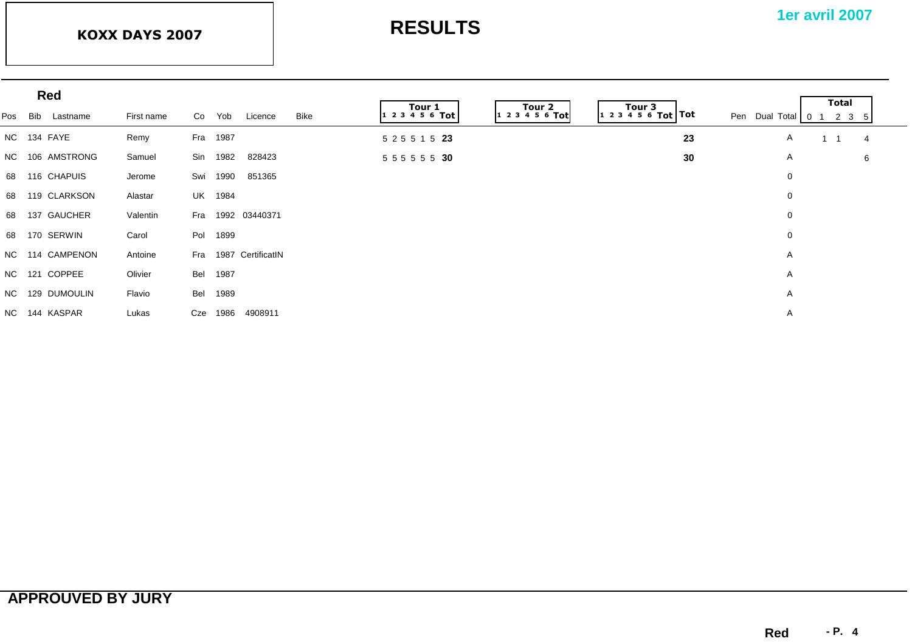**KOXX DAYS 2007**

# RESULTS

1er avril 2007

## Red

| Pos | Bib | Lastname | First name | Co | Yob | Licence | Bike | Tour 1 (1 2 3 4 5 6) | Tour 1 Tot | Tour 2 (1 2 3 4 5 6) | Tour 2 Tot | Tour 3 (1 2 3 4 5 6) | Tour 3 Tot | Tot | Pen | Dual | Total | 0 | 1 | 2 | 3 | 5 |
|---|---|---|---|---|---|---|---|---|---|---|---|---|---|---|---|---|---|---|---|---|---|---|
| NC | 134 | FAYE | Remy | Fra | 1987 | | | 5 2 5 5 1 5 | **23** | | | | | **23** | | | A | | 1 | 1 | | 4 |
| NC | 106 | AMSTRONG | Samuel | Sin | 1982 | 828423 | | 5 5 5 5 5 5 | **30** | | | | | **30** | | | A | | | | | 6 |
| 68 | 116 | CHAPUIS | Jerome | Swi | 1990 | 851365 | | | | | | | | | | | 0 | | | | | |
| 68 | 119 | CLARKSON | Alastar | UK | 1984 | | | | | | | | | | | | 0 | | | | | |
| 68 | 137 | GAUCHER | Valentin | Fra | 1992 | 03440371 | | | | | | | | | | | 0 | | | | | |
| 68 | 170 | SERWIN | Carol | Pol | 1899 | | | | | | | | | | | | 0 | | | | | |
| NC | 114 | CAMPENON | Antoine | Fra | 1987 | CertificatIN | | | | | | | | | | | A | | | | | |
| NC | 121 | COPPEE | Olivier | Bel | 1987 | | | | | | | | | | | | A | | | | | |
| NC | 129 | DUMOULIN | Flavio | Bel | 1989 | | | | | | | | | | | | A | | | | | |
| NC | 144 | KASPAR | Lukas | Cze | 1986 | 4908911 | | | | | | | | | | | A | | | | | |

**APPROUVED BY JURY**

**Red**